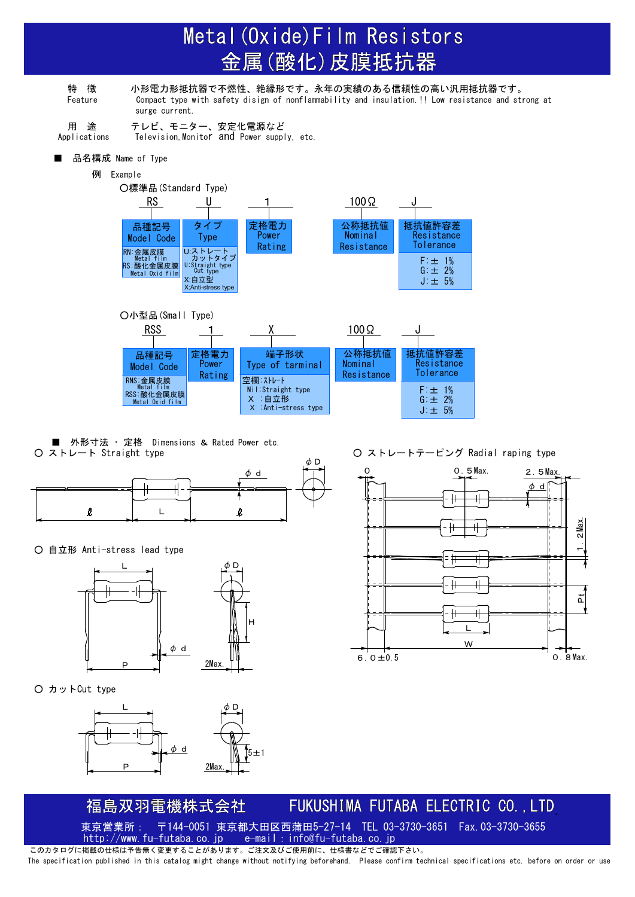# Metal(Oxide)Film Resistors
# 金属(酸化)皮膜抵抗器

特　徴　小形電力形抵抗器で不燃性、絶縁形です。永年の実績のある信頼性の高い汎用抵抗器です。
Feature　Compact type with safety disign of nonflammability and insulation.!! Low resistance and strong at surge current.

用　途　テレビ、モニター、安定化電源など
Applications　Television,Monitor and Power supply, etc.

## ■ 品名構成 Name of Type

例 Example

○標準品(Standard Type)

| RS | U | 1 | 100Ω | J |
|---|---|---|---|---|
| 品種記号 Model Code | タイプ Type | 定格電力 Power Rating | 公称抵抗値 Nominal Resistance | 抵抗値許容差 Resistance Tolerance |
| RN:金属皮膜 Metal film<br>RS:酸化金属皮膜 Metal Oxid film | U:ストレート カットタイプ<br>U:Straight type Cut type<br>X:自立型<br>X:Anti-stress type | | | F:± 1%<br>G:± 2%<br>J:± 5% |

○小型品(Small Type)

| RSS | 1 | X | 100Ω | J |
|---|---|---|---|---|
| 品種記号 Model Code | 定格電力 Power Rating | 端子形状 Type of tarminal | 公称抵抗値 Nominal Resistance | 抵抗値許容差 Resistance Tolerance |
| RNS:金属皮膜 Metal film<br>RSS:酸化金属皮膜 Metal Oxid film | | 空欄:ストレート<br>Nil:Straight type<br>X :自立形<br>X :Anti-stress type | | F:± 1%<br>G:± 2%<br>J:± 5% |

## ■ 外形寸法 ・ 定格 Dimensions & Rated Power etc.

○ ストレート Straight type

ℓ　L　ℓ　φd　φD

○ ストレートテーピング Radial raping type

0　0.5Max.　2.5Max.　φd　1.2Max.　Pt　L　W　6.0±0.5　0.8Max.

○ 自立形 Anti-stress lead type

L　φD　H　φd　P　2Max.

○ カットCut type

L　φD　5±1　φd　P　2Max.

福島双羽電機株式会社　FUKUSHIMA FUTABA ELECTRIC CO.,LTD.

東京営業所：　〒144-0051 東京都大田区西蒲田5-27-14　TEL 03-3730-3651　Fax.03-3730-3655
http://www.fu-futaba.co.jp　e-mail : info@fu-futaba.co.jp

このカタログに掲載の仕様は予告無く変更することがあります。ご注文及びご使用前に、仕様書などでご確認下さい。
The specification published in this catalog might change without notifying beforehand. Please confirm technical specifications etc. before on order or use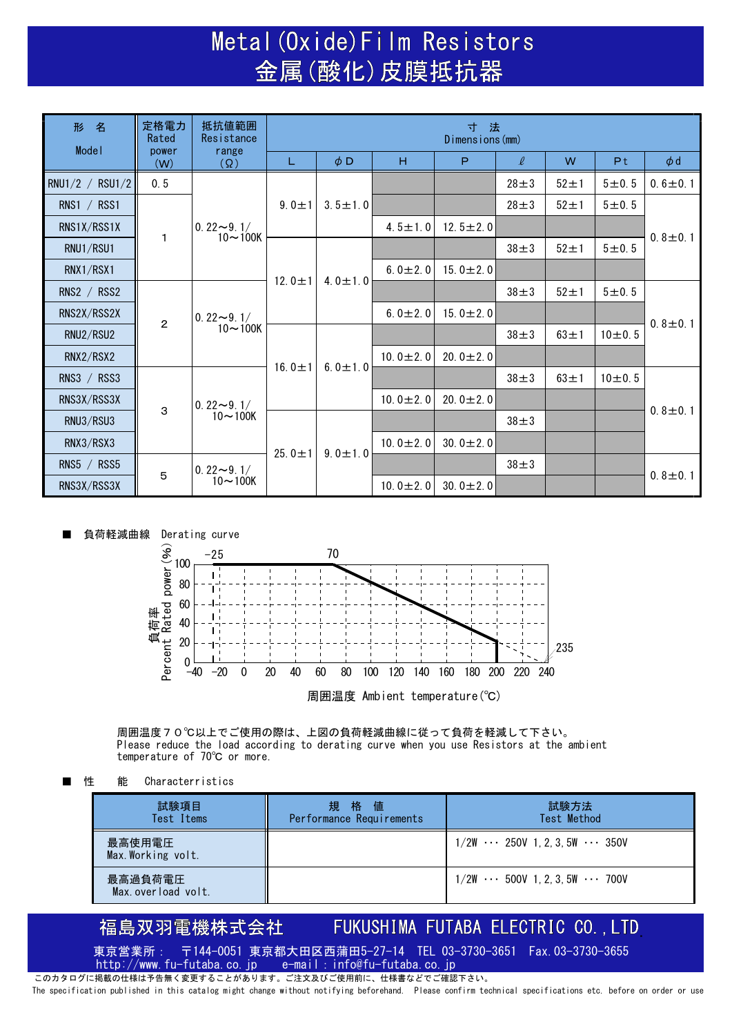# Metal(Oxide)Film Resistors
# 金属(酸化)皮膜抵抗器

| 形　名 Model | 定格電力 Rated power (W) | 抵抗値範囲 Resistance range (Ω) | 寸　法 Dimensions(mm) | | | | | | | |
|---|---|---|---|---|---|---|---|---|---|---|
| | | | L | φD | H | P | ℓ | W | Pt | φd |
| RNU1/2 / RSU1/2 | 0.5 | 0.22～9.1/10～100K | 9.0±1 | 3.5±1.0 | | | 28±3 | 52±1 | 5±0.5 | 0.6±0.1 |
| RNS1 / RSS1 | 1 | | | | | | 28±3 | 52±1 | 5±0.5 | 0.8±0.1 |
| RNS1X/RSS1X | | | | | 4.5±1.0 | 12.5±2.0 | | | | |
| RNU1/RSU1 | | | 12.0±1 | 4.0±1.0 | | | 38±3 | 52±1 | 5±0.5 | |
| RNX1/RSX1 | | | | | 6.0±2.0 | 15.0±2.0 | | | | |
| RNS2 / RSS2 | 2 | 0.22～9.1/10～100K | | | | | 38±3 | 52±1 | 5±0.5 | 0.8±0.1 |
| RNS2X/RSS2X | | | | | 6.0±2.0 | 15.0±2.0 | | | | |
| RNU2/RSU2 | | | 16.0±1 | 6.0±1.0 | | | 38±3 | 63±1 | 10±0.5 | |
| RNX2/RSX2 | | | | | 10.0±2.0 | 20.0±2.0 | | | | |
| RNS3 / RSS3 | 3 | 0.22～9.1/10～100K | | | | | 38±3 | 63±1 | 10±0.5 | 0.8±0.1 |
| RNS3X/RSS3X | | | | | 10.0±2.0 | 20.0±2.0 | | | | |
| RNU3/RSU3 | | | 25.0±1 | 9.0±1.0 | | | 38±3 | | | |
| RNX3/RSX3 | | | | | 10.0±2.0 | 30.0±2.0 | | | | |
| RNS5 / RSS5 | 5 | 0.22～9.1/10～100K | | | | | 38±3 | | | 0.8±0.1 |
| RNS3X/RSS3X | | | | | 10.0±2.0 | 30.0±2.0 | | | | |

■ 負荷軽減曲線 Derating curve

負荷率 Percent Rated power(%) / 周囲温度 Ambient temperature(℃)

周囲温度７０℃以上でご使用の際は、上図の負荷軽減曲線に従って負荷を軽減して下さい。
Please reduce the load according to derating curve when you use Resistors at the ambient temperature of 70℃ or more.

■ 性　　能 Characterristics

| 試験項目 Test Items | 規　格　値 Performance Requirements | 試験方法 Test Method |
|---|---|---|
| 最高使用電圧 Max.Working volt. | | 1/2W ・・・ 250V 1,2,3,5W ・・・ 350V |
| 最高過負荷電圧 Max.overload volt. | | 1/2W ・・・ 500V 1,2,3,5W ・・・ 700V |

福島双羽電機株式会社　FUKUSHIMA FUTABA ELECTRIC CO.,LTD.

東京営業所：　〒144-0051 東京都大田区西蒲田5-27-14　TEL 03-3730-3651　Fax.03-3730-3655
http://www.fu-futaba.co.jp　e-mail：info@fu-futaba.co.jp

このカタログに掲載の仕様は予告無く変更することがあります。ご注文及びご使用前に、仕様書などでご確認下さい。
The specification published in this catalog might change without notifying beforehand. Please confirm technical specifications etc. before on order or use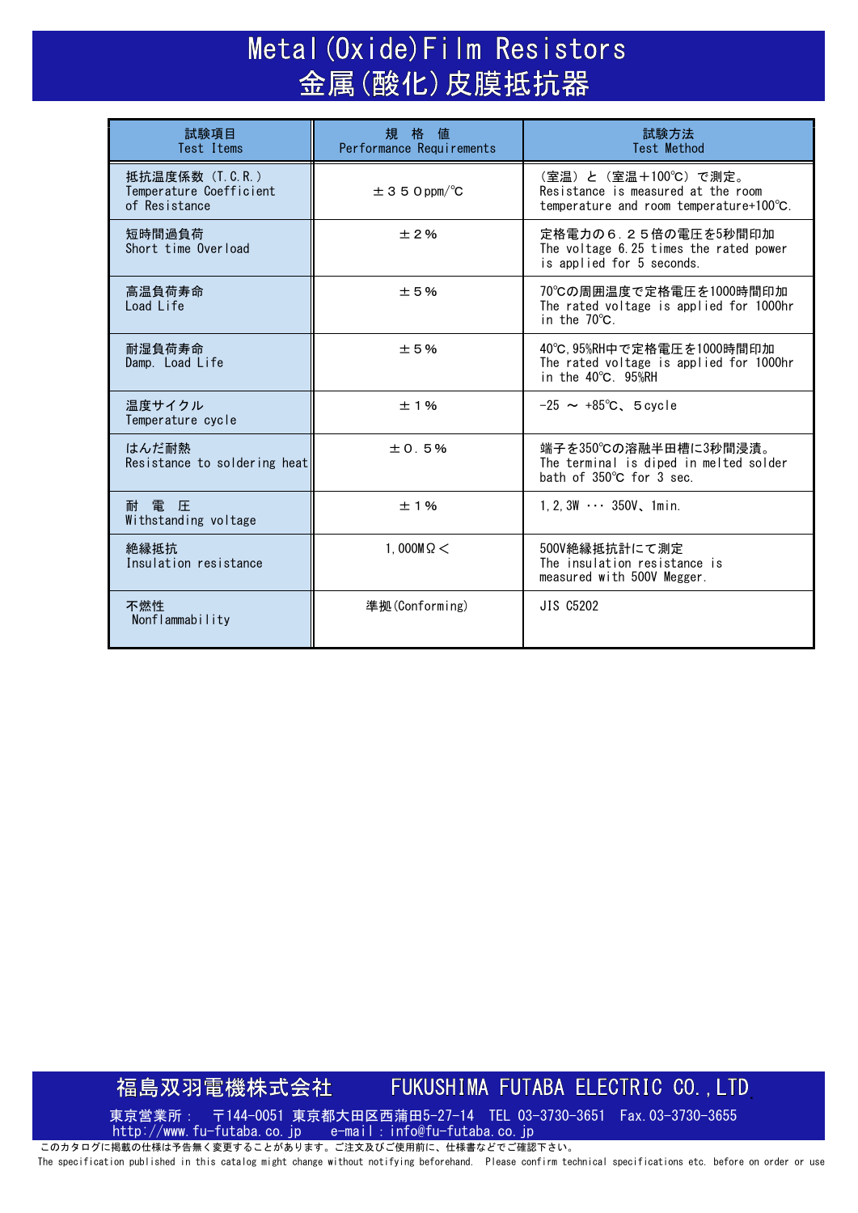# Metal(Oxide)Film Resistors
# 金属(酸化)皮膜抵抗器

| 試験項目 Test Items | 規　格　値 Performance Requirements | 試験方法 Test Method |
|---|---|---|
| 抵抗温度係数（T.C.R.） Temperature Coefficient of Resistance | ±３５０ppm/℃ | （室温）と（室温＋100℃）で測定。 Resistance is measured at the room temperature and room temperature+100℃. |
| 短時間過負荷 Short time Overload | ±２% | 定格電力の６．２５倍の電圧を5秒間印加 The voltage 6.25 times the rated power is applied for 5 seconds. |
| 高温負荷寿命 Load Life | ±５% | 70℃の周囲温度で定格電圧を1000時間印加 The rated voltage is applied for 1000hr in the 70℃. |
| 耐湿負荷寿命 Damp. Load Life | ±５% | 40℃,95%RH中で定格電圧を1000時間印加 The rated voltage is applied for 1000hr in the 40℃. 95%RH |
| 温度サイクル Temperature cycle | ±１% | -25 ～ +85℃、５cycle |
| はんだ耐熱 Resistance to soldering heat | ±０．５% | 端子を350℃の溶融半田槽に3秒間浸漬。 The terminal is diped in melted solder bath of 350℃ for 3 sec. |
| 耐　電　圧 Withstanding voltage | ±１% | 1,2,3W ･･･ 350V、1min. |
| 絶縁抵抗 Insulation resistance | 1,000MΩ＜ | 500V絶縁抵抗計にて測定 The insulation resistance is measured with 500V Megger. |
| 不燃性 Nonflammability | 準拠(Conforming) | JIS C5202 |

福島双羽電機株式会社　FUKUSHIMA FUTABA ELECTRIC CO.,LTD.

東京営業所：　〒144-0051 東京都大田区西蒲田5-27-14　TEL 03-3730-3651　Fax.03-3730-3655
http://www.fu-futaba.co.jp　e-mail：info@fu-futaba.co.jp

このカタログに掲載の仕様は予告無く変更することがあります。ご注文及びご使用前に、仕様書などでご確認下さい。
The specification published in this catalog might change without notifying beforehand. Please confirm technical specifications etc. before on order or use